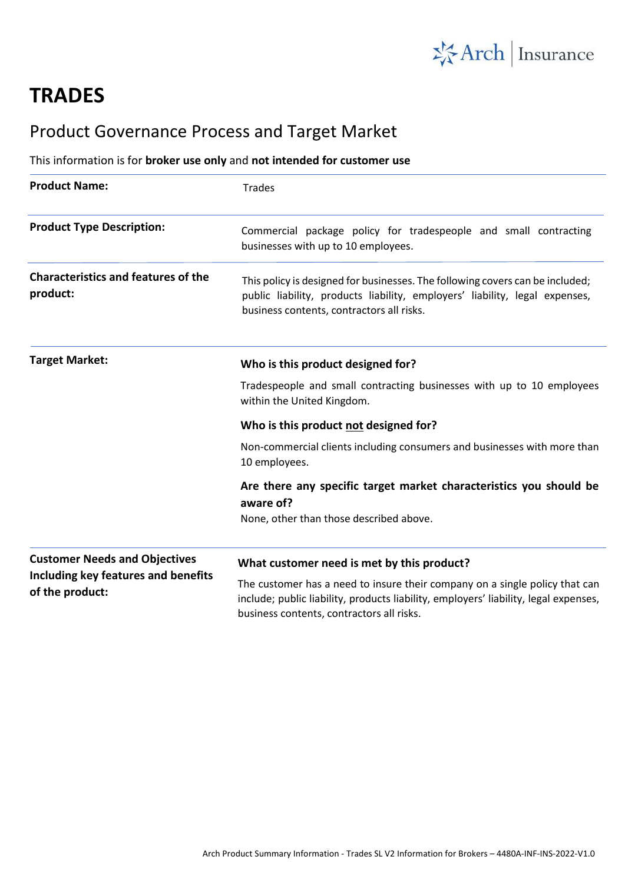# TRADES

## Product Governance Process and Target Market

This information is for **broker use only** and **not intended for customer use**

| | |
|---|---|
| **Product Name:** | Trades |
| **Product Type Description:** | Commercial package policy for tradespeople and small contracting businesses with up to 10 employees. |
| **Characteristics and features of the product:** | This policy is designed for businesses. The following covers can be included; public liability, products liability, employers' liability, legal expenses, business contents, contractors all risks. |
| **Target Market:** | **Who is this product designed for?**<br>Tradespeople and small contracting businesses with up to 10 employees within the United Kingdom.<br>**Who is this product not designed for?**<br>Non-commercial clients including consumers and businesses with more than 10 employees.<br>**Are there any specific target market characteristics you should be aware of?**<br>None, other than those described above. |
| **Customer Needs and Objectives Including key features and benefits of the product:** | **What customer need is met by this product?**<br>The customer has a need to insure their company on a single policy that can include; public liability, products liability, employers' liability, legal expenses, business contents, contractors all risks. |

Arch Product Summary Information - Trades SL V2 Information for Brokers – 4480A-INF-INS-2022-V1.0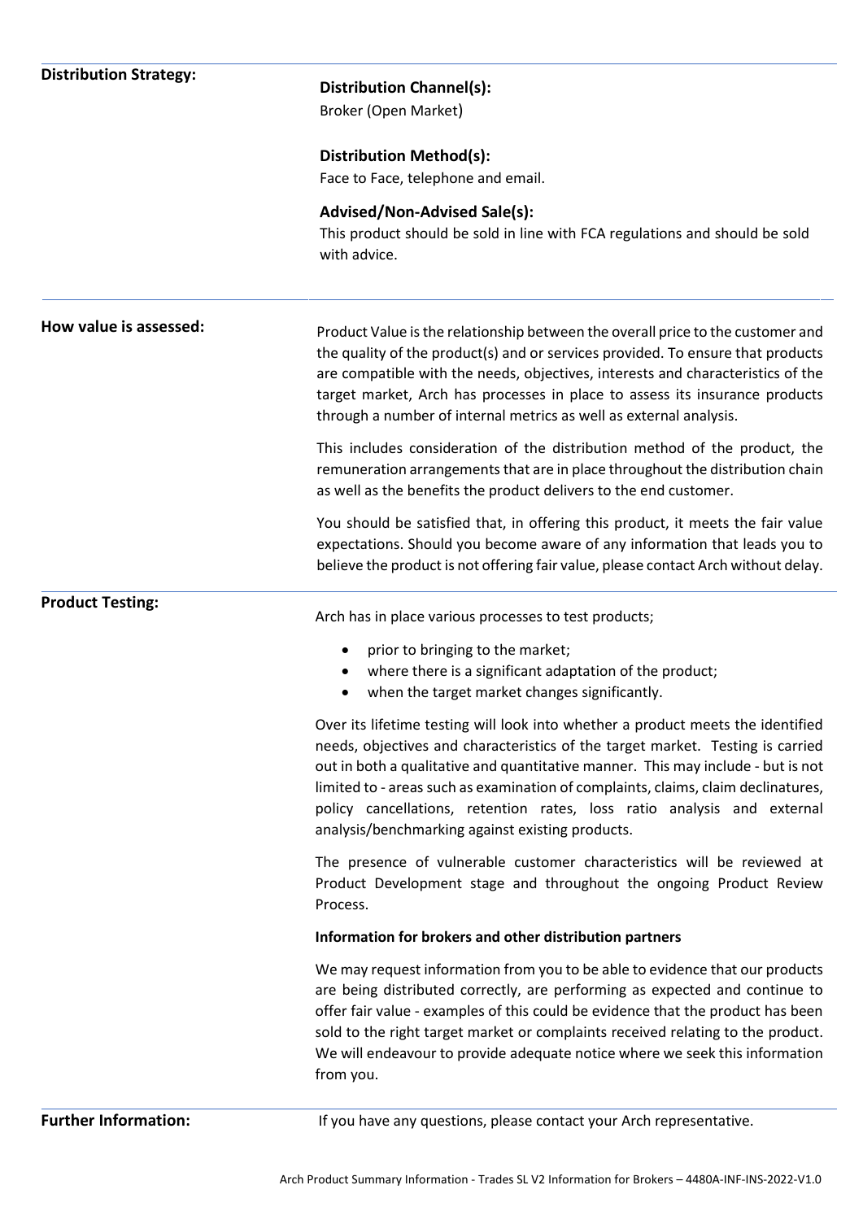**Distribution Strategy:**

**Distribution Channel(s):**
Broker (Open Market)

**Distribution Method(s):**
Face to Face, telephone and email.

**Advised/Non-Advised Sale(s):**
This product should be sold in line with FCA regulations and should be sold with advice.

**How value is assessed:**

Product Value is the relationship between the overall price to the customer and the quality of the product(s) and or services provided. To ensure that products are compatible with the needs, objectives, interests and characteristics of the target market, Arch has processes in place to assess its insurance products through a number of internal metrics as well as external analysis.

This includes consideration of the distribution method of the product, the remuneration arrangements that are in place throughout the distribution chain as well as the benefits the product delivers to the end customer.

You should be satisfied that, in offering this product, it meets the fair value expectations. Should you become aware of any information that leads you to believe the product is not offering fair value, please contact Arch without delay.

**Product Testing:**

Arch has in place various processes to test products;

- prior to bringing to the market;
- where there is a significant adaptation of the product;
- when the target market changes significantly.

Over its lifetime testing will look into whether a product meets the identified needs, objectives and characteristics of the target market. Testing is carried out in both a qualitative and quantitative manner. This may include - but is not limited to - areas such as examination of complaints, claims, claim declinatures, policy cancellations, retention rates, loss ratio analysis and external analysis/benchmarking against existing products.

The presence of vulnerable customer characteristics will be reviewed at Product Development stage and throughout the ongoing Product Review Process.

**Information for brokers and other distribution partners**

We may request information from you to be able to evidence that our products are being distributed correctly, are performing as expected and continue to offer fair value - examples of this could be evidence that the product has been sold to the right target market or complaints received relating to the product. We will endeavour to provide adequate notice where we seek this information from you.

**Further Information:**

If you have any questions, please contact your Arch representative.